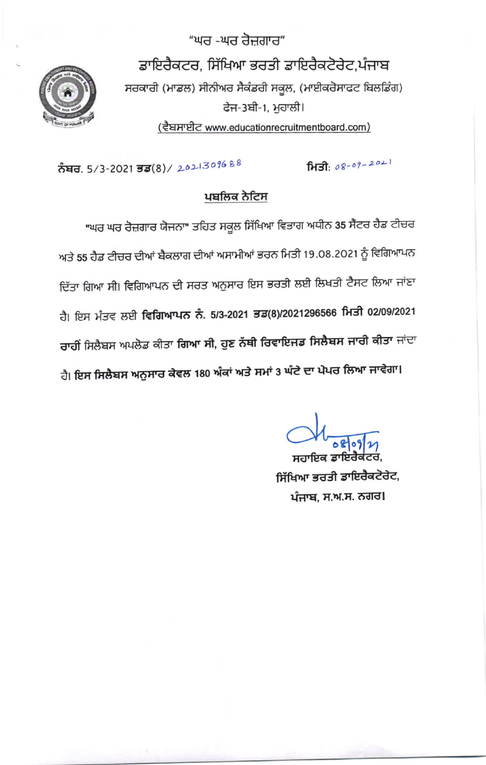"ਘਰ -ਘਰ ਰੋਜ਼ਗਾਰ"

# ਡਾਇਰੈਕਟਰ, ਸਿੱਖਿਆ ਭਰਤੀ ਡਾਇਰੈਕਟੋਰੇਟ,ਪੰਜਾਬ

ਸਰਕਾਰੀ (ਮਾਡਲ) ਸੀਨੀਅਰ ਸੈਕੰਡਰੀ ਸਕੂਲ, (ਮਾਈਕਰੋਸਾਫਟ ਬਿਲਡਿੰਗ)

ਫੇਜ-3ਬੀ-1, ਮੁਹਾਲੀ।

(ਵੈਬਸਾਈਟ www.educationrecruitmentboard.com)

**ਨੰਬਰ**. 5/3-2021 **ਭਡ**(8)/ 202130968 8 **ਮਿਤੀ**: 08-09-2021

## ਪਬਲਿਕ ਨੋਟਿਸ

"ਘਰ ਘਰ ਰੋਜ਼ਗਾਰ ਯੋਜਨਾ" ਤਹਿਤ ਸਕੂਲ ਸਿੱਖਿਆ ਵਿਭਾਗ ਅਧੀਨ 35 ਸੈਂਟਰ ਹੈਡ ਟੀਚਰ ਅਤੇ 55 ਹੈਡ ਟੀਚਰ ਦੀਆਂ ਬੈਕਲਾਗ ਦੀਆਂ ਅਸਾਮੀਆਂ ਭਰਨ ਮਿਤੀ 19.08.2021 ਨੂੰ ਵਿਗਿਆਪਨ ਦਿੱਤਾ ਗਿਆ ਸੀ। ਵਿਗਿਆਪਨ ਦੀ ਸ਼ਰਤ ਅਨੁਸਾਰ ਇਸ ਭਰਤੀ ਲਈ ਲਿਖਤੀ ਟੈਸਟ ਲਿਆ ਜਾਂਣਾ ਹੈ। ਇਸ ਮੰਤਵ ਲਈ **ਵਿਗਿਆਪਨ ਨੰ. 5/3-2021 ਭਡ(8)/2021296566 ਮਿਤੀ 02/09/2021** ਰਾਹੀਂ ਸਿਲੈਬਸ ਅਪਲੋਡ ਕੀਤਾ **ਗਿਆ ਸੀ, ਹੁਣ ਨਵੀ ਰਿਵਾਇਜਡ ਸਿਲੈਬਸ ਜਾਰੀ ਕੀਤਾ** ਜਾਂਦਾ ਹੈ। **ਇਸ ਸਿਲੈਬਸ ਅਨੁਸਾਰ ਕੇਵਲ 180 ਅੰਕਾਂ ਅਤੇ ਸਮਾਂ 3 ਘੰਟੇ ਦਾ ਪੇਪਰ ਲਿਆ ਜਾਵੇਗਾ।**

08/09/21

**ਸਹਾਇਕ ਡਾਇਰੈਕਟਰ,**

**ਸਿੱਖਿਆ ਭਰਤੀ ਡਾਇਰੈਕਟੋਰੇਟ,**

**ਪੰਜਾਬ, ਸ.ਅ.ਸ. ਨਗਰ।**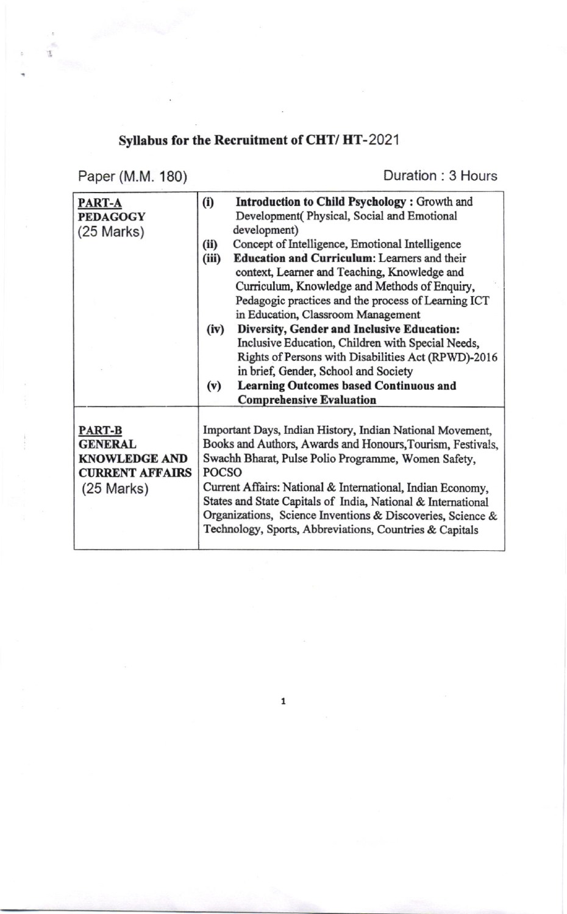## Syllabus for the Recruitment of CHT/ HT-2021

Paper (M.M. 180) Duration : 3 Hours

| | |
|---|---|
| **PART-A**<br>**PEDAGOGY**<br>(25 Marks) | (i) **Introduction to Child Psychology :** Growth and Development( Physical, Social and Emotional development)<br>(ii) Concept of Intelligence, Emotional Intelligence<br>(iii) **Education and Curriculum:** Learners and their context, Learner and Teaching, Knowledge and Curriculum, Knowledge and Methods of Enquiry, Pedagogic practices and the process of Learning ICT in Education, Classroom Management<br>(iv) **Diversity, Gender and Inclusive Education:** Inclusive Education, Children with Special Needs, Rights of Persons with Disabilities Act (RPWD)-2016 in brief, Gender, School and Society<br>(v) **Learning Outcomes based Continuous and Comprehensive Evaluation** |
| **PART-B**<br>**GENERAL KNOWLEDGE AND CURRENT AFFAIRS**<br>(25 Marks) | Important Days, Indian History, Indian National Movement, Books and Authors, Awards and Honours,Tourism, Festivals, Swachh Bharat, Pulse Polio Programme, Women Safety, POCSO<br>Current Affairs: National & International, Indian Economy, States and State Capitals of India, National & International Organizations, Science Inventions & Discoveries, Science & Technology, Sports, Abbreviations, Countries & Capitals |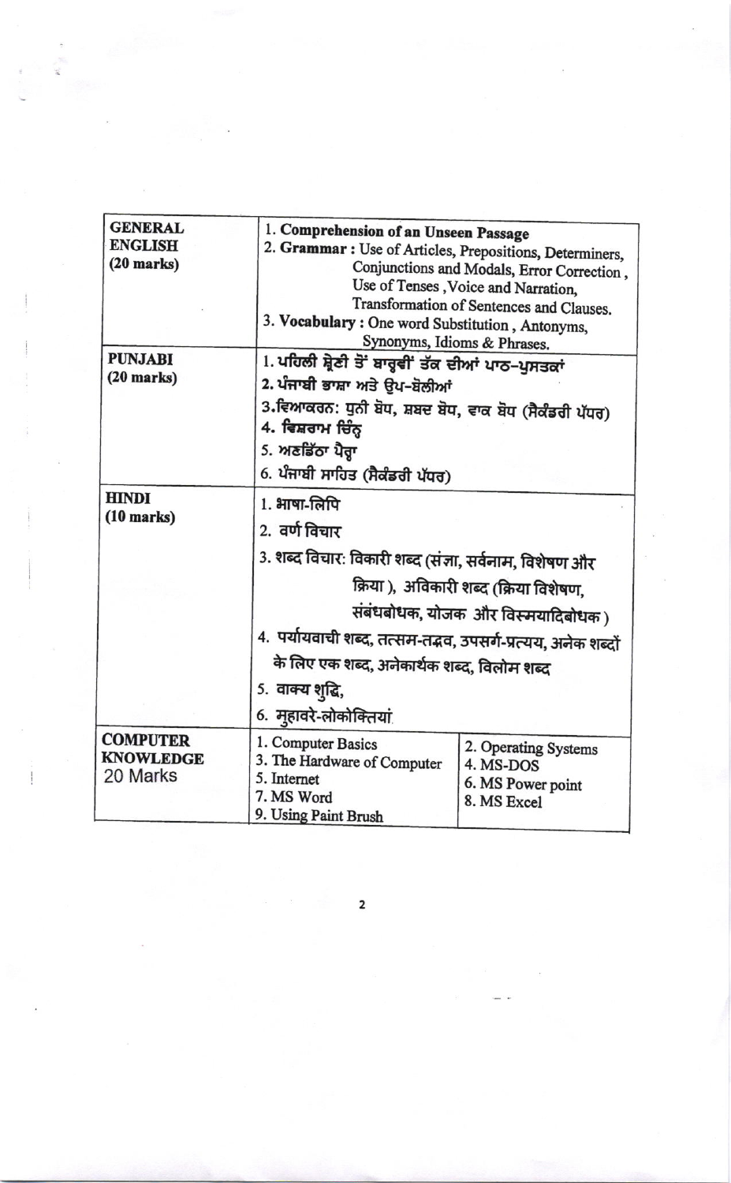| | |
|---|---|
| **GENERAL ENGLISH (20 marks)** | 1. **Comprehension of an Unseen Passage**<br>2. **Grammar :** Use of Articles, Prepositions, Determiners, Conjunctions and Modals, Error Correction , Use of Tenses ,Voice and Narration, Transformation of Sentences and Clauses.<br>3. **Vocabulary :** One word Substitution , Antonyms, Synonyms, Idioms & Phrases. |
| **PUNJABI (20 marks)** | 1. ਪਹਿਲੀ ਸ਼੍ਰੇਣੀ ਤੋਂ ਬਾਰ੍ਹਵੀਂ ਤੱਕ ਦੀਆਂ ਪਾਠ-ਪੁਸਤਕਾਂ<br>2. ਪੰਜਾਬੀ ਭਾਸ਼ਾ ਅਤੇ ਉਪ-ਬੋਲੀਆਂ<br>3. ਵਿਆਕਰਨ: ਧੁਨੀ ਬੋਧ, ਸ਼ਬਦ ਬੋਧ, ਵਾਕ ਬੋਧ (ਸੈਕੰਡਰੀ ਪੱਧਰ)<br>4. ਵਿਸ਼ਰਾਮ ਚਿੰਨ੍ਹ<br>5. ਅਣਡਿੱਠਾ ਪੈਰ੍ਹਾ<br>6. ਪੰਜਾਬੀ ਸਾਹਿਤ (ਸੈਕੰਡਰੀ ਪੱਧਰ) |
| **HINDI (10 marks)** | 1. भाषा-लिपि<br>2. वर्ण विचार<br>3. शब्द विचार: विकारी शब्द (संज्ञा, सर्वनाम, विशेषण और क्रिया ), अविकारी शब्द (क्रिया विशेषण, संबंधबोधक, योजक और विस्मयादिबोधक )<br>4. पर्यायवाची शब्द, तत्सम-तद्भव, उपसर्ग-प्रत्यय, अनेक शब्दों के लिए एक शब्द, अनेकार्थक शब्द, विलोम शब्द<br>5. वाक्य शुद्धि,<br>6. मुहावरे-लोकोक्तियां |
| **COMPUTER KNOWLEDGE** 20 Marks | 1. Computer Basics<br>2. Operating Systems<br>3. The Hardware of Computer<br>4. MS-DOS<br>5. Internet<br>6. MS Power point<br>7. MS Word<br>8. MS Excel<br>9. Using Paint Brush |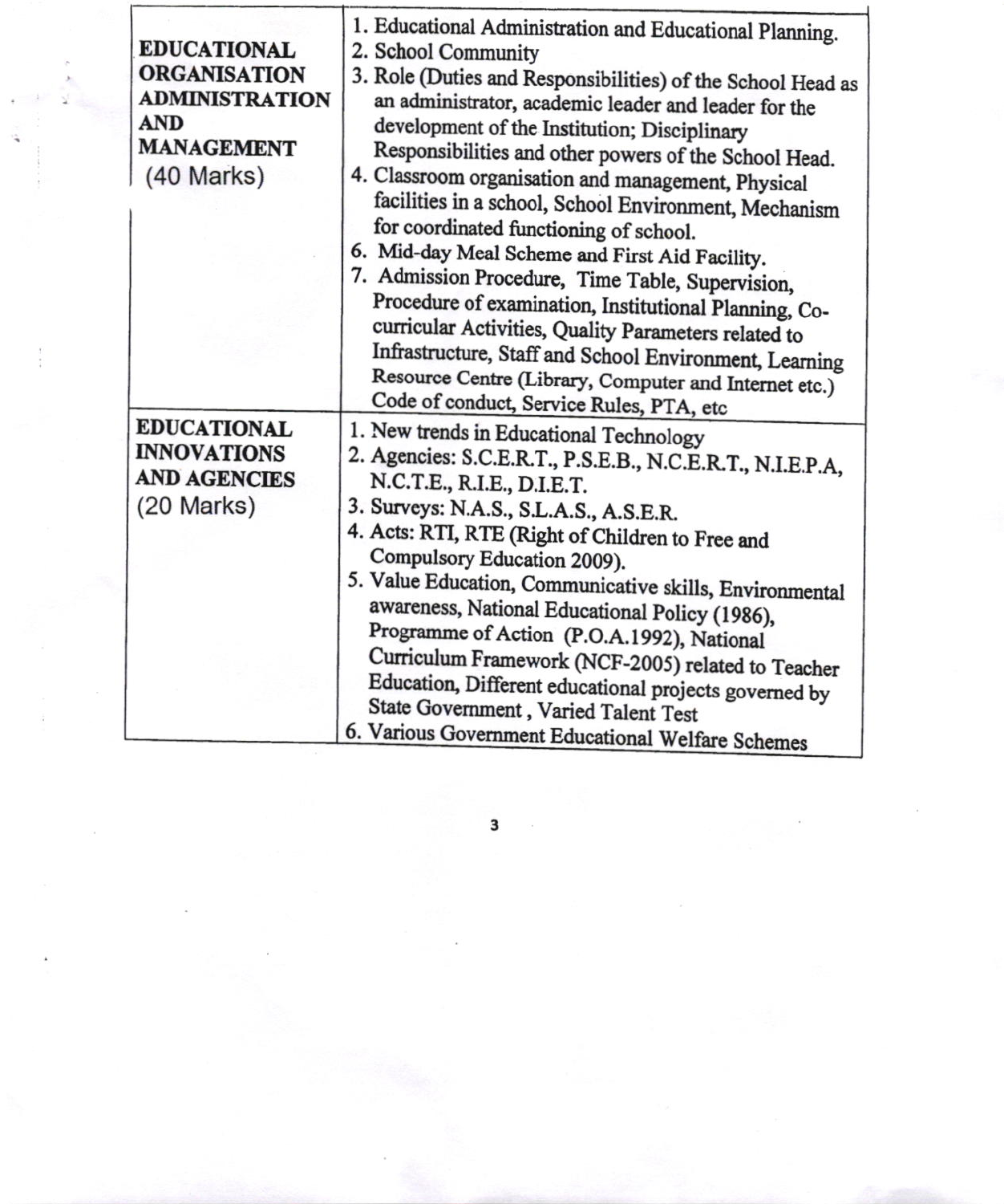| | |
|---|---|
| **EDUCATIONAL ORGANISATION ADMINISTRATION AND MANAGEMENT** (40 Marks) | 1. Educational Administration and Educational Planning.<br>2. School Community<br>3. Role (Duties and Responsibilities) of the School Head as an administrator, academic leader and leader for the development of the Institution; Disciplinary Responsibilities and other powers of the School Head.<br>4. Classroom organisation and management, Physical facilities in a school, School Environment, Mechanism for coordinated functioning of school.<br>6. Mid-day Meal Scheme and First Aid Facility.<br>7. Admission Procedure, Time Table, Supervision, Procedure of examination, Institutional Planning, Co-curricular Activities, Quality Parameters related to Infrastructure, Staff and School Environment, Learning Resource Centre (Library, Computer and Internet etc.) Code of conduct, Service Rules, PTA, etc |
| **EDUCATIONAL INNOVATIONS AND AGENCIES** (20 Marks) | 1. New trends in Educational Technology<br>2. Agencies: S.C.E.R.T., P.S.E.B., N.C.E.R.T., N.I.E.P.A, N.C.T.E., R.I.E., D.I.E.T.<br>3. Surveys: N.A.S., S.L.A.S., A.S.E.R.<br>4. Acts: RTI, RTE (Right of Children to Free and Compulsory Education 2009).<br>5. Value Education, Communicative skills, Environmental awareness, National Educational Policy (1986), Programme of Action (P.O.A.1992), National Curriculum Framework (NCF-2005) related to Teacher Education, Different educational projects governed by State Government, Varied Talent Test<br>6. Various Government Educational Welfare Schemes |